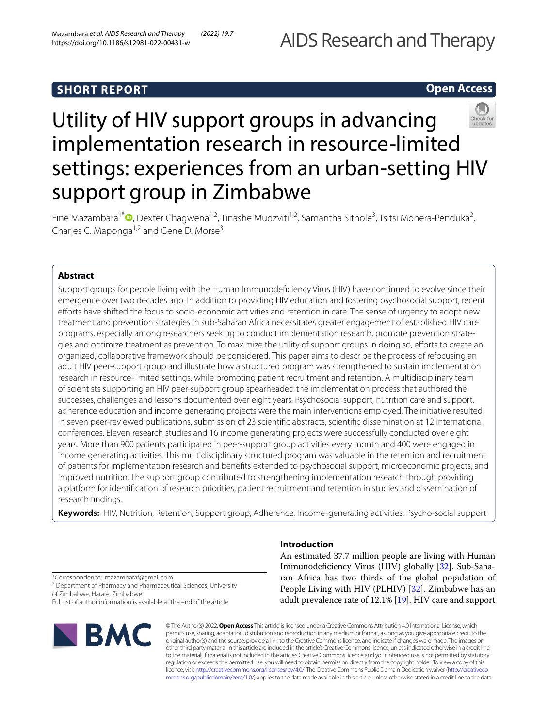SHORT REPORT

Open Access

# Utility of HIV support groups in advancing implementation research in resource-limited settings: experiences from an urban-setting HIV support group in Zimbabwe

Fine Mazambara[1*], Dexter Chagwena[1,2], Tinashe Mudzviti[1,2], Samantha Sithole[3], Tsitsi Monera-Penduka[2], Charles C. Maponga[1,2] and Gene D. Morse[3]

## Abstract

Support groups for people living with the Human Immunodeficiency Virus (HIV) have continued to evolve since their emergence over two decades ago. In addition to providing HIV education and fostering psychosocial support, recent efforts have shifted the focus to socio-economic activities and retention in care. The sense of urgency to adopt new treatment and prevention strategies in sub-Saharan Africa necessitates greater engagement of established HIV care programs, especially among researchers seeking to conduct implementation research, promote prevention strategies and optimize treatment as prevention. To maximize the utility of support groups in doing so, efforts to create an organized, collaborative framework should be considered. This paper aims to describe the process of refocusing an adult HIV peer-support group and illustrate how a structured program was strengthened to sustain implementation research in resource-limited settings, while promoting patient recruitment and retention. A multidisciplinary team of scientists supporting an HIV peer-support group spearheaded the implementation process that authored the successes, challenges and lessons documented over eight years. Psychosocial support, nutrition care and support, adherence education and income generating projects were the main interventions employed. The initiative resulted in seven peer-reviewed publications, submission of 23 scientific abstracts, scientific dissemination at 12 international conferences. Eleven research studies and 16 income generating projects were successfully conducted over eight years. More than 900 patients participated in peer-support group activities every month and 400 were engaged in income generating activities. This multidisciplinary structured program was valuable in the retention and recruitment of patients for implementation research and benefits extended to psychosocial support, microeconomic projects, and improved nutrition. The support group contributed to strengthening implementation research through providing a platform for identification of research priorities, patient recruitment and retention in studies and dissemination of research findings.

**Keywords:** HIV, Nutrition, Retention, Support group, Adherence, Income-generating activities, Psycho-social support

*Correspondence: mazambaraf@gmail.com

[2] Department of Pharmacy and Pharmaceutical Sciences, University of Zimbabwe, Harare, Zimbabwe

Full list of author information is available at the end of the article

## Introduction

An estimated 37.7 million people are living with Human Immunodeficiency Virus (HIV) globally [32]. Sub-Saharan Africa has two thirds of the global population of People Living with HIV (PLHIV) [32]. Zimbabwe has an adult prevalence rate of 12.1% [19]. HIV care and support

© The Author(s) 2022. **Open Access** This article is licensed under a Creative Commons Attribution 4.0 International License, which permits use, sharing, adaptation, distribution and reproduction in any medium or format, as long as you give appropriate credit to the original author(s) and the source, provide a link to the Creative Commons licence, and indicate if changes were made. The images or other third party material in this article are included in the article's Creative Commons licence, unless indicated otherwise in a credit line to the material. If material is not included in the article's Creative Commons licence and your intended use is not permitted by statutory regulation or exceeds the permitted use, you will need to obtain permission directly from the copyright holder. To view a copy of this licence, visit http://creativecommons.org/licenses/by/4.0/. The Creative Commons Public Domain Dedication waiver (http://creativecommons.org/publicdomain/zero/1.0/) applies to the data made available in this article, unless otherwise stated in a credit line to the data.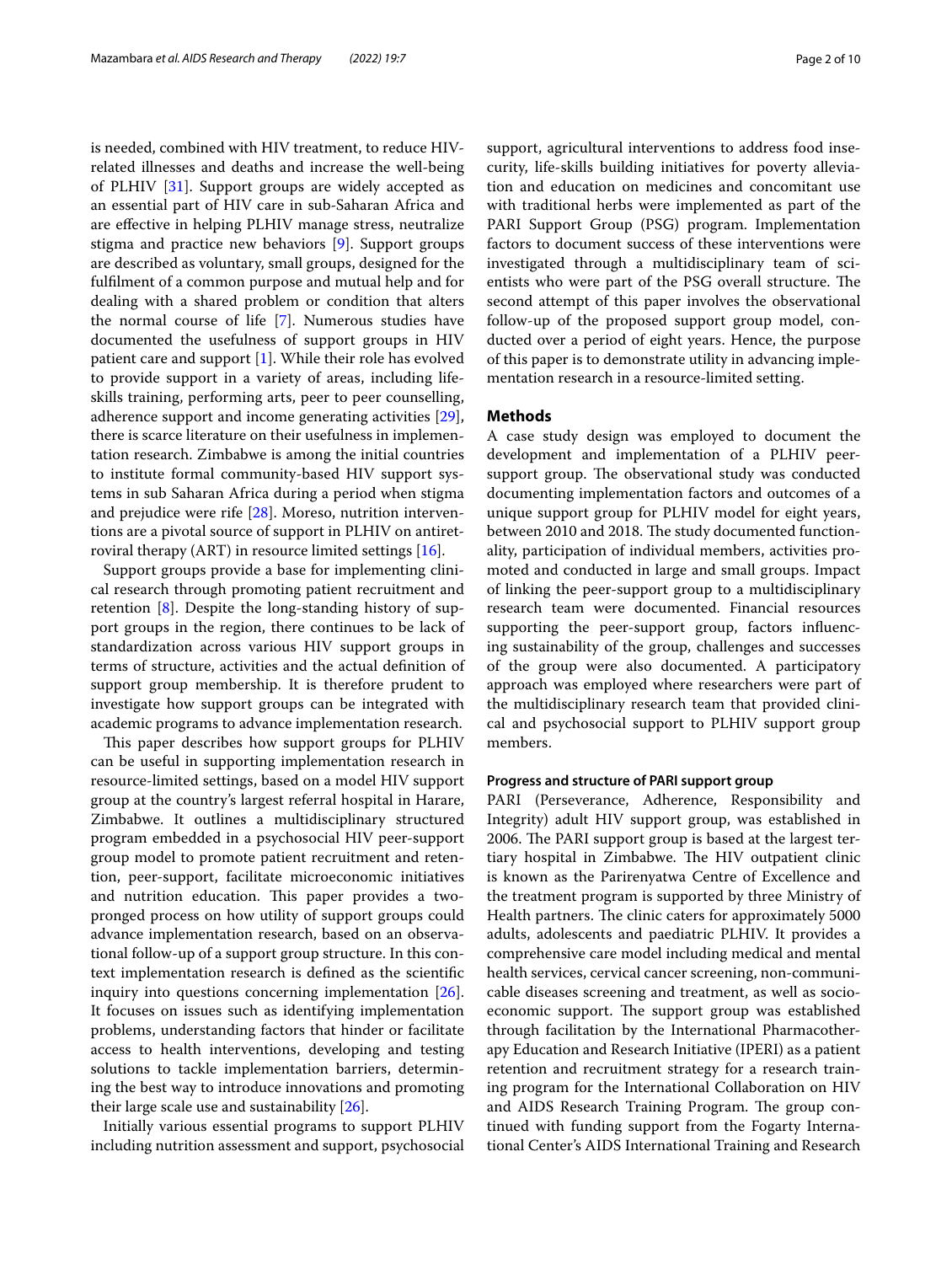is needed, combined with HIV treatment, to reduce HIV-related illnesses and deaths and increase the well-being of PLHIV [31]. Support groups are widely accepted as an essential part of HIV care in sub-Saharan Africa and are effective in helping PLHIV manage stress, neutralize stigma and practice new behaviors [9]. Support groups are described as voluntary, small groups, designed for the fulfilment of a common purpose and mutual help and for dealing with a shared problem or condition that alters the normal course of life [7]. Numerous studies have documented the usefulness of support groups in HIV patient care and support [1]. While their role has evolved to provide support in a variety of areas, including life-skills training, performing arts, peer to peer counselling, adherence support and income generating activities [29], there is scarce literature on their usefulness in implementation research. Zimbabwe is among the initial countries to institute formal community-based HIV support systems in sub Saharan Africa during a period when stigma and prejudice were rife [28]. Moreso, nutrition interventions are a pivotal source of support in PLHIV on antiretroviral therapy (ART) in resource limited settings [16].

Support groups provide a base for implementing clinical research through promoting patient recruitment and retention [8]. Despite the long-standing history of support groups in the region, there continues to be lack of standardization across various HIV support groups in terms of structure, activities and the actual definition of support group membership. It is therefore prudent to investigate how support groups can be integrated with academic programs to advance implementation research.

This paper describes how support groups for PLHIV can be useful in supporting implementation research in resource-limited settings, based on a model HIV support group at the country's largest referral hospital in Harare, Zimbabwe. It outlines a multidisciplinary structured program embedded in a psychosocial HIV peer-support group model to promote patient recruitment and retention, peer-support, facilitate microeconomic initiatives and nutrition education. This paper provides a two-pronged process on how utility of support groups could advance implementation research, based on an observational follow-up of a support group structure. In this context implementation research is defined as the scientific inquiry into questions concerning implementation [26]. It focuses on issues such as identifying implementation problems, understanding factors that hinder or facilitate access to health interventions, developing and testing solutions to tackle implementation barriers, determining the best way to introduce innovations and promoting their large scale use and sustainability [26].

Initially various essential programs to support PLHIV including nutrition assessment and support, psychosocial support, agricultural interventions to address food insecurity, life-skills building initiatives for poverty alleviation and education on medicines and concomitant use with traditional herbs were implemented as part of the PARI Support Group (PSG) program. Implementation factors to document success of these interventions were investigated through a multidisciplinary team of scientists who were part of the PSG overall structure. The second attempt of this paper involves the observational follow-up of the proposed support group model, conducted over a period of eight years. Hence, the purpose of this paper is to demonstrate utility in advancing implementation research in a resource-limited setting.

## Methods

A case study design was employed to document the development and implementation of a PLHIV peer-support group. The observational study was conducted documenting implementation factors and outcomes of a unique support group for PLHIV model for eight years, between 2010 and 2018. The study documented functionality, participation of individual members, activities promoted and conducted in large and small groups. Impact of linking the peer-support group to a multidisciplinary research team were documented. Financial resources supporting the peer-support group, factors influencing sustainability of the group, challenges and successes of the group were also documented. A participatory approach was employed where researchers were part of the multidisciplinary research team that provided clinical and psychosocial support to PLHIV support group members.

### Progress and structure of PARI support group

PARI (Perseverance, Adherence, Responsibility and Integrity) adult HIV support group, was established in 2006. The PARI support group is based at the largest tertiary hospital in Zimbabwe. The HIV outpatient clinic is known as the Parirenyatwa Centre of Excellence and the treatment program is supported by three Ministry of Health partners. The clinic caters for approximately 5000 adults, adolescents and paediatric PLHIV. It provides a comprehensive care model including medical and mental health services, cervical cancer screening, non-communicable diseases screening and treatment, as well as socio-economic support. The support group was established through facilitation by the International Pharmacotherapy Education and Research Initiative (IPERI) as a patient retention and recruitment strategy for a research training program for the International Collaboration on HIV and AIDS Research Training Program. The group continued with funding support from the Fogarty International Center's AIDS International Training and Research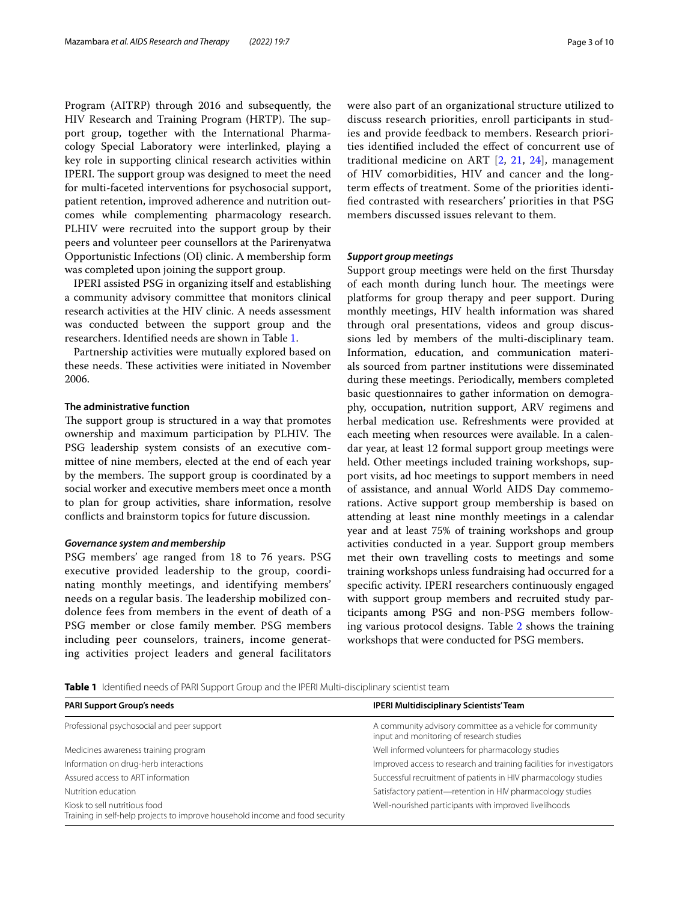Program (AITRP) through 2016 and subsequently, the HIV Research and Training Program (HRTP). The support group, together with the International Pharmacology Special Laboratory were interlinked, playing a key role in supporting clinical research activities within IPERI. The support group was designed to meet the need for multi-faceted interventions for psychosocial support, patient retention, improved adherence and nutrition outcomes while complementing pharmacology research. PLHIV were recruited into the support group by their peers and volunteer peer counsellors at the Parirenyatwa Opportunistic Infections (OI) clinic. A membership form was completed upon joining the support group.

IPERI assisted PSG in organizing itself and establishing a community advisory committee that monitors clinical research activities at the HIV clinic. A needs assessment was conducted between the support group and the researchers. Identified needs are shown in Table 1.

Partnership activities were mutually explored based on these needs. These activities were initiated in November 2006.

### The administrative function

The support group is structured in a way that promotes ownership and maximum participation by PLHIV. The PSG leadership system consists of an executive committee of nine members, elected at the end of each year by the members. The support group is coordinated by a social worker and executive members meet once a month to plan for group activities, share information, resolve conflicts and brainstorm topics for future discussion.

#### *Governance system and membership*

PSG members' age ranged from 18 to 76 years. PSG executive provided leadership to the group, coordinating monthly meetings, and identifying members' needs on a regular basis. The leadership mobilized condolence fees from members in the event of death of a PSG member or close family member. PSG members including peer counselors, trainers, income generating activities project leaders and general facilitators were also part of an organizational structure utilized to discuss research priorities, enroll participants in studies and provide feedback to members. Research priorities identified included the effect of concurrent use of traditional medicine on ART [2, 21, 24], management of HIV comorbidities, HIV and cancer and the long-term effects of treatment. Some of the priorities identified contrasted with researchers' priorities in that PSG members discussed issues relevant to them.

#### *Support group meetings*

Support group meetings were held on the first Thursday of each month during lunch hour. The meetings were platforms for group therapy and peer support. During monthly meetings, HIV health information was shared through oral presentations, videos and group discussions led by members of the multi-disciplinary team. Information, education, and communication materials sourced from partner institutions were disseminated during these meetings. Periodically, members completed basic questionnaires to gather information on demography, occupation, nutrition support, ARV regimens and herbal medication use. Refreshments were provided at each meeting when resources were available. In a calendar year, at least 12 formal support group meetings were held. Other meetings included training workshops, support visits, ad hoc meetings to support members in need of assistance, and annual World AIDS Day commemorations. Active support group membership is based on attending at least nine monthly meetings in a calendar year and at least 75% of training workshops and group activities conducted in a year. Support group members met their own travelling costs to meetings and some training workshops unless fundraising had occurred for a specific activity. IPERI researchers continuously engaged with support group members and recruited study participants among PSG and non-PSG members following various protocol designs. Table 2 shows the training workshops that were conducted for PSG members.

**Table 1** Identified needs of PARI Support Group and the IPERI Multi-disciplinary scientist team

| PARI Support Group's needs | IPERI Multidisciplinary Scientists' Team |
| --- | --- |
| Professional psychosocial and peer support | A community advisory committee as a vehicle for community input and monitoring of research studies |
| Medicines awareness training program | Well informed volunteers for pharmacology studies |
| Information on drug-herb interactions | Improved access to research and training facilities for investigators |
| Assured access to ART information | Successful recruitment of patients in HIV pharmacology studies |
| Nutrition education | Satisfactory patient—retention in HIV pharmacology studies |
| Kiosk to sell nutritious food | Well-nourished participants with improved livelihoods |
| Training in self-help projects to improve household income and food security | |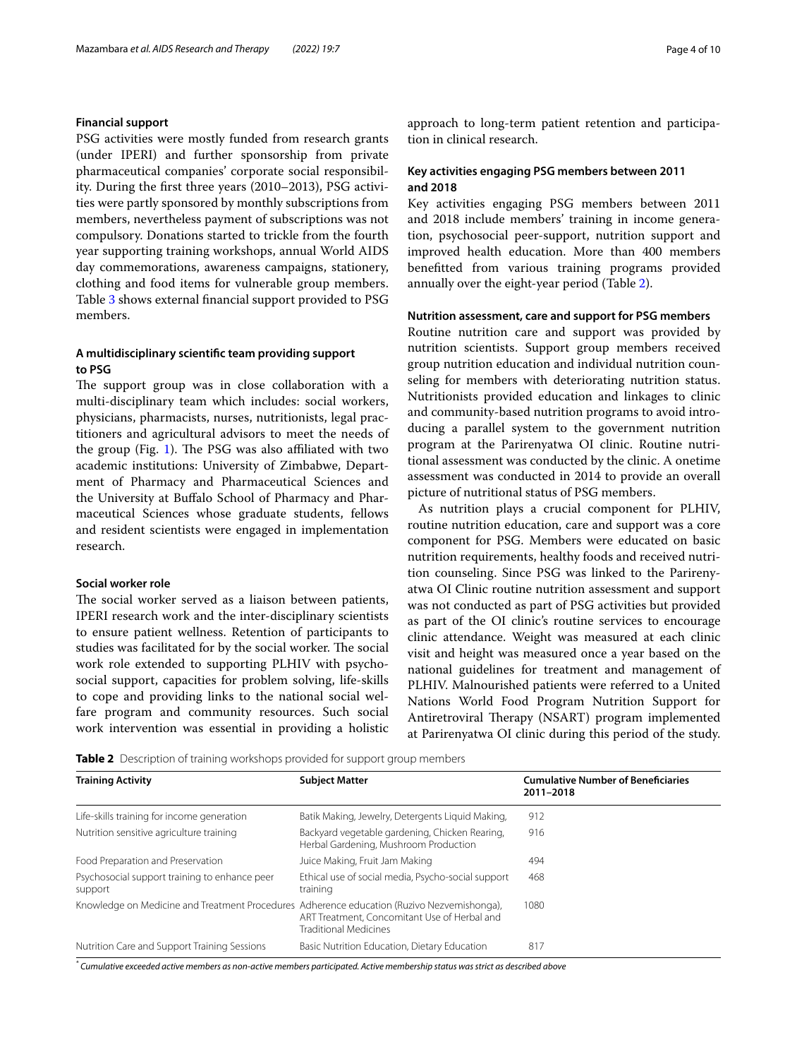### Financial support

PSG activities were mostly funded from research grants (under IPERI) and further sponsorship from private pharmaceutical companies' corporate social responsibility. During the first three years (2010–2013), PSG activities were partly sponsored by monthly subscriptions from members, nevertheless payment of subscriptions was not compulsory. Donations started to trickle from the fourth year supporting training workshops, annual World AIDS day commemorations, awareness campaigns, stationery, clothing and food items for vulnerable group members. Table 3 shows external financial support provided to PSG members.

### A multidisciplinary scientific team providing support to PSG

The support group was in close collaboration with a multi-disciplinary team which includes: social workers, physicians, pharmacists, nurses, nutritionists, legal practitioners and agricultural advisors to meet the needs of the group (Fig. 1). The PSG was also affiliated with two academic institutions: University of Zimbabwe, Department of Pharmacy and Pharmaceutical Sciences and the University at Buffalo School of Pharmacy and Pharmaceutical Sciences whose graduate students, fellows and resident scientists were engaged in implementation research.

### Social worker role

The social worker served as a liaison between patients, IPERI research work and the inter-disciplinary scientists to ensure patient wellness. Retention of participants to studies was facilitated for by the social worker. The social work role extended to supporting PLHIV with psychosocial support, capacities for problem solving, life-skills to cope and providing links to the national social welfare program and community resources. Such social work intervention was essential in providing a holistic approach to long-term patient retention and participation in clinical research.

### Key activities engaging PSG members between 2011 and 2018

Key activities engaging PSG members between 2011 and 2018 include members' training in income generation, psychosocial peer-support, nutrition support and improved health education. More than 400 members benefitted from various training programs provided annually over the eight-year period (Table 2).

### Nutrition assessment, care and support for PSG members

Routine nutrition care and support was provided by nutrition scientists. Support group members received group nutrition education and individual nutrition counseling for members with deteriorating nutrition status. Nutritionists provided education and linkages to clinic and community-based nutrition programs to avoid introducing a parallel system to the government nutrition program at the Parirenyatwa OI clinic. Routine nutritional assessment was conducted by the clinic. A onetime assessment was conducted in 2014 to provide an overall picture of nutritional status of PSG members.

As nutrition plays a crucial component for PLHIV, routine nutrition education, care and support was a core component for PSG. Members were educated on basic nutrition requirements, healthy foods and received nutrition counseling. Since PSG was linked to the Parirenyatwa OI Clinic routine nutrition assessment and support was not conducted as part of PSG activities but provided as part of the OI clinic's routine services to encourage clinic attendance. Weight was measured at each clinic visit and height was measured once a year based on the national guidelines for treatment and management of PLHIV. Malnourished patients were referred to a United Nations World Food Program Nutrition Support for Antiretroviral Therapy (NSART) program implemented at Parirenyatwa OI clinic during this period of the study.

**Table 2** Description of training workshops provided for support group members

| Training Activity | Subject Matter | Cumulative Number of Beneficiaries 2011–2018 |
|---|---|---|
| Life-skills training for income generation | Batik Making, Jewelry, Detergents Liquid Making, | 912 |
| Nutrition sensitive agriculture training | Backyard vegetable gardening, Chicken Rearing, Herbal Gardening, Mushroom Production | 916 |
| Food Preparation and Preservation | Juice Making, Fruit Jam Making | 494 |
| Psychosocial support training to enhance peer support | Ethical use of social media, Psycho-social support training | 468 |
| Knowledge on Medicine and Treatment Procedures | Adherence education (Ruzivo Nezvemishonga), ART Treatment, Concomitant Use of Herbal and Traditional Medicines | 1080 |
| Nutrition Care and Support Training Sessions | Basic Nutrition Education, Dietary Education | 817 |

*[*] Cumulative exceeded active members as non-active members participated. Active membership status was strict as described above*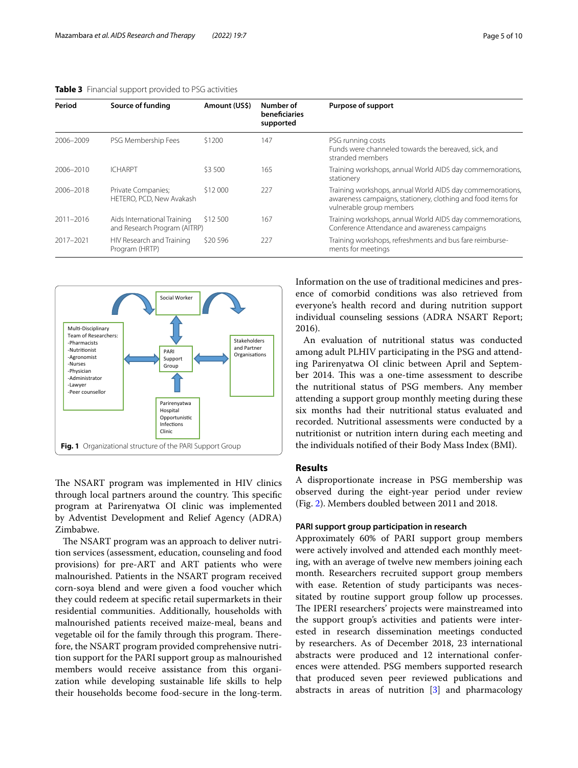**Table 3** Financial support provided to PSG activities

| Period | Source of funding | Amount (US$) | Number of beneficiaries supported | Purpose of support |
|---|---|---|---|---|
| 2006–2009 | PSG Membership Fees | $1200 | 147 | PSG running costs<br>Funds were channeled towards the bereaved, sick, and stranded members |
| 2006–2010 | ICHARPT | $3 500 | 165 | Training workshops, annual World AIDS day commemorations, stationery |
| 2006–2018 | Private Companies; HETERO, PCD, New Avakash | $12 000 | 227 | Training workshops, annual World AIDS day commemorations, awareness campaigns, stationery, clothing and food items for vulnerable group members |
| 2011–2016 | Aids International Training and Research Program (AITRP) | $12 500 | 167 | Training workshops, annual World AIDS day commemorations, Conference Attendance and awareness campaigns |
| 2017–2021 | HIV Research and Training Program (HRTP) | $20 596 | 227 | Training workshops, refreshments and bus fare reimbursements for meetings |

Social Worker

Multi-Disciplinary Team of Researchers:
-Pharmacists
-Nutritionist
-Agronomist
-Nurses
-Physician
-Administrator
-Lawyer
-Peer counsellor

PARI Support Group

Stakeholders and Partner Organisations

Parirenyatwa Hospital Opportunistic Infections Clinic

**Fig. 1** Organizational structure of the PARI Support Group

The NSART program was implemented in HIV clinics through local partners around the country. This specific program at Parirenyatwa OI clinic was implemented by Adventist Development and Relief Agency (ADRA) Zimbabwe.

The NSART program was an approach to deliver nutrition services (assessment, education, counseling and food provisions) for pre-ART and ART patients who were malnourished. Patients in the NSART program received corn-soya blend and were given a food voucher which they could redeem at specific retail supermarkets in their residential communities. Additionally, households with malnourished patients received maize-meal, beans and vegetable oil for the family through this program. Therefore, the NSART program provided comprehensive nutrition support for the PARI support group as malnourished members would receive assistance from this organization while developing sustainable life skills to help their households become food-secure in the long-term. Information on the use of traditional medicines and presence of comorbid conditions was also retrieved from everyone's health record and during nutrition support individual counseling sessions (ADRA NSART Report; 2016).

An evaluation of nutritional status was conducted among adult PLHIV participating in the PSG and attending Parirenyatwa OI clinic between April and September 2014. This was a one-time assessment to describe the nutritional status of PSG members. Any member attending a support group monthly meeting during these six months had their nutritional status evaluated and recorded. Nutritional assessments were conducted by a nutritionist or nutrition intern during each meeting and the individuals notified of their Body Mass Index (BMI).

## Results

A disproportionate increase in PSG membership was observed during the eight-year period under review (Fig. 2). Members doubled between 2011 and 2018.

### PARI support group participation in research

Approximately 60% of PARI support group members were actively involved and attended each monthly meeting, with an average of twelve new members joining each month. Researchers recruited support group members with ease. Retention of study participants was necessitated by routine support group follow up processes. The IPERI researchers' projects were mainstreamed into the support group's activities and patients were interested in research dissemination meetings conducted by researchers. As of December 2018, 23 international abstracts were produced and 12 international conferences were attended. PSG members supported research that produced seven peer reviewed publications and abstracts in areas of nutrition [3] and pharmacology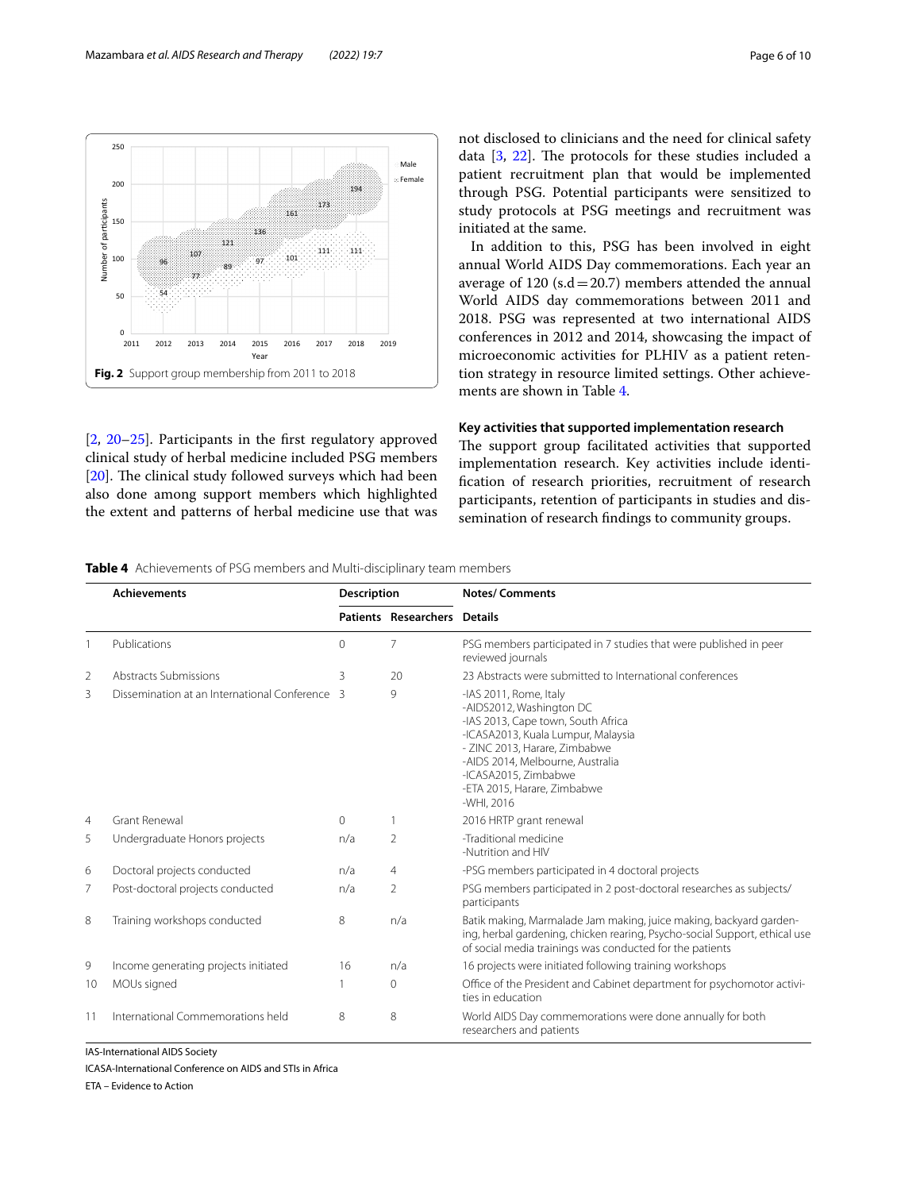Fig. 2 Support group membership from 2011 to 2018

[2, 20–25]. Participants in the first regulatory approved clinical study of herbal medicine included PSG members [20]. The clinical study followed surveys which had been also done among support members which highlighted the extent and patterns of herbal medicine use that was not disclosed to clinicians and the need for clinical safety data [3, 22]. The protocols for these studies included a patient recruitment plan that would be implemented through PSG. Potential participants were sensitized to study protocols at PSG meetings and recruitment was initiated at the same.

In addition to this, PSG has been involved in eight annual World AIDS Day commemorations. Each year an average of 120 (s.d = 20.7) members attended the annual World AIDS day commemorations between 2011 and 2018. PSG was represented at two international AIDS conferences in 2012 and 2014, showcasing the impact of microeconomic activities for PLHIV as a patient retention strategy in resource limited settings. Other achievements are shown in Table 4.

### Key activities that supported implementation research

The support group facilitated activities that supported implementation research. Key activities include identification of research priorities, recruitment of research participants, retention of participants in studies and dissemination of research findings to community groups.

**Table 4** Achievements of PSG members and Multi-disciplinary team members

| | Achievements | Description | | Notes/ Comments |
|---|---|---|---|---|
| | | Patients | Researchers | Details |
| 1 | Publications | 0 | 7 | PSG members participated in 7 studies that were published in peer reviewed journals |
| 2 | Abstracts Submissions | 3 | 20 | 23 Abstracts were submitted to International conferences |
| 3 | Dissemination at an International Conference | 3 | 9 | -IAS 2011, Rome, Italy<br>-AIDS2012, Washington DC<br>-IAS 2013, Cape town, South Africa<br>-ICASA2013, Kuala Lumpur, Malaysia<br>- ZINC 2013, Harare, Zimbabwe<br>-AIDS 2014, Melbourne, Australia<br>-ICASA2015, Zimbabwe<br>-ETA 2015, Harare, Zimbabwe<br>-WHI, 2016 |
| 4 | Grant Renewal | 0 | 1 | 2016 HRTP grant renewal |
| 5 | Undergraduate Honors projects | n/a | 2 | -Traditional medicine<br>-Nutrition and HIV |
| 6 | Doctoral projects conducted | n/a | 4 | -PSG members participated in 4 doctoral projects |
| 7 | Post-doctoral projects conducted | n/a | 2 | PSG members participated in 2 post-doctoral researches as subjects/ participants |
| 8 | Training workshops conducted | 8 | n/a | Batik making, Marmalade Jam making, juice making, backyard gardening, herbal gardening, chicken rearing, Psycho-social Support, ethical use of social media trainings was conducted for the patients |
| 9 | Income generating projects initiated | 16 | n/a | 16 projects were initiated following training workshops |
| 10 | MOUs signed | 1 | 0 | Office of the President and Cabinet department for psychomotor activities in education |
| 11 | International Commemorations held | 8 | 8 | World AIDS Day commemorations were done annually for both researchers and patients |

IAS-International AIDS Society

ICASA-International Conference on AIDS and STIs in Africa

ETA – Evidence to Action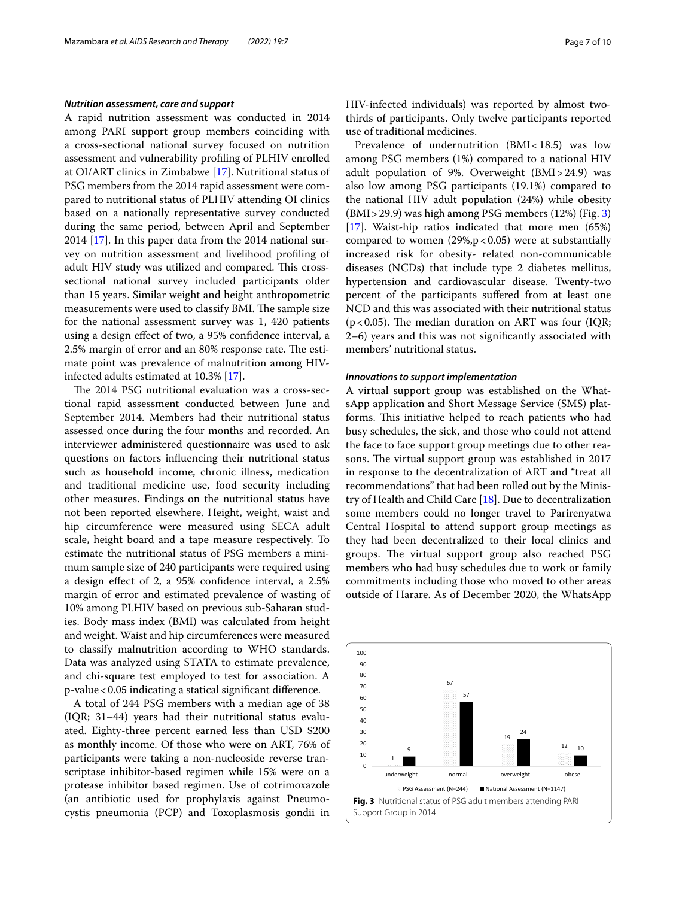### *Nutrition assessment, care and support*

A rapid nutrition assessment was conducted in 2014 among PARI support group members coinciding with a cross-sectional national survey focused on nutrition assessment and vulnerability profiling of PLHIV enrolled at OI/ART clinics in Zimbabwe [17]. Nutritional status of PSG members from the 2014 rapid assessment were compared to nutritional status of PLHIV attending OI clinics based on a nationally representative survey conducted during the same period, between April and September 2014 [17]. In this paper data from the 2014 national survey on nutrition assessment and livelihood profiling of adult HIV study was utilized and compared. This cross-sectional national survey included participants older than 15 years. Similar weight and height anthropometric measurements were used to classify BMI. The sample size for the national assessment survey was 1, 420 patients using a design effect of two, a 95% confidence interval, a 2.5% margin of error and an 80% response rate. The estimate point was prevalence of malnutrition among HIV-infected adults estimated at 10.3% [17].

The 2014 PSG nutritional evaluation was a cross-sectional rapid assessment conducted between June and September 2014. Members had their nutritional status assessed once during the four months and recorded. An interviewer administered questionnaire was used to ask questions on factors influencing their nutritional status such as household income, chronic illness, medication and traditional medicine use, food security including other measures. Findings on the nutritional status have not been reported elsewhere. Height, weight, waist and hip circumference were measured using SECA adult scale, height board and a tape measure respectively. To estimate the nutritional status of PSG members a minimum sample size of 240 participants were required using a design effect of 2, a 95% confidence interval, a 2.5% margin of error and estimated prevalence of wasting of 10% among PLHIV based on previous sub-Saharan studies. Body mass index (BMI) was calculated from height and weight. Waist and hip circumferences were measured to classify malnutrition according to WHO standards. Data was analyzed using STATA to estimate prevalence, and chi-square test employed to test for association. A p-value < 0.05 indicating a statical significant difference.

A total of 244 PSG members with a median age of 38 (IQR; 31–44) years had their nutritional status evaluated. Eighty-three percent earned less than USD $200 as monthly income. Of those who were on ART, 76% of participants were taking a non-nucleoside reverse transcriptase inhibitor-based regimen while 15% were on a protease inhibitor based regimen. Use of cotrimoxazole (an antibiotic used for prophylaxis against Pneumocystis pneumonia (PCP) and Toxoplasmosis gondii in HIV-infected individuals) was reported by almost two-thirds of participants. Only twelve participants reported use of traditional medicines.

Prevalence of undernutrition (BMI < 18.5) was low among PSG members (1%) compared to a national HIV adult population of 9%. Overweight (BMI > 24.9) was also low among PSG participants (19.1%) compared to the national HIV adult population (24%) while obesity (BMI > 29.9) was high among PSG members (12%) (Fig. 3) [17]. Waist-hip ratios indicated that more men (65%) compared to women (29%, $p < 0.05$) were at substantially increased risk for obesity- related non-communicable diseases (NCDs) that include type 2 diabetes mellitus, hypertension and cardiovascular disease. Twenty-two percent of the participants suffered from at least one NCD and this was associated with their nutritional status ($p < 0.05$). The median duration on ART was four (IQR; 2–6) years and this was not significantly associated with members' nutritional status.

### *Innovations to support implementation*

A virtual support group was established on the WhatsApp application and Short Message Service (SMS) platforms. This initiative helped to reach patients who had busy schedules, the sick, and those who could not attend the face to face support group meetings due to other reasons. The virtual support group was established in 2017 in response to the decentralization of ART and "treat all recommendations" that had been rolled out by the Ministry of Health and Child Care [18]. Due to decentralization some members could no longer travel to Parirenyatwa Central Hospital to attend support group meetings as they had been decentralized to their local clinics and groups. The virtual support group also reached PSG members who had busy schedules due to work or family commitments including those who moved to other areas outside of Harare. As of December 2020, the WhatsApp

| | underweight | normal | overweight | obese |
|---|---|---|---|---|
| PSG Assessment (N=244) | 1 | 67 | 19 | 12 |
| National Assessment (N=1147) | 9 | 57 | 24 | 10 |

**Fig. 3** Nutritional status of PSG adult members attending PARI Support Group in 2014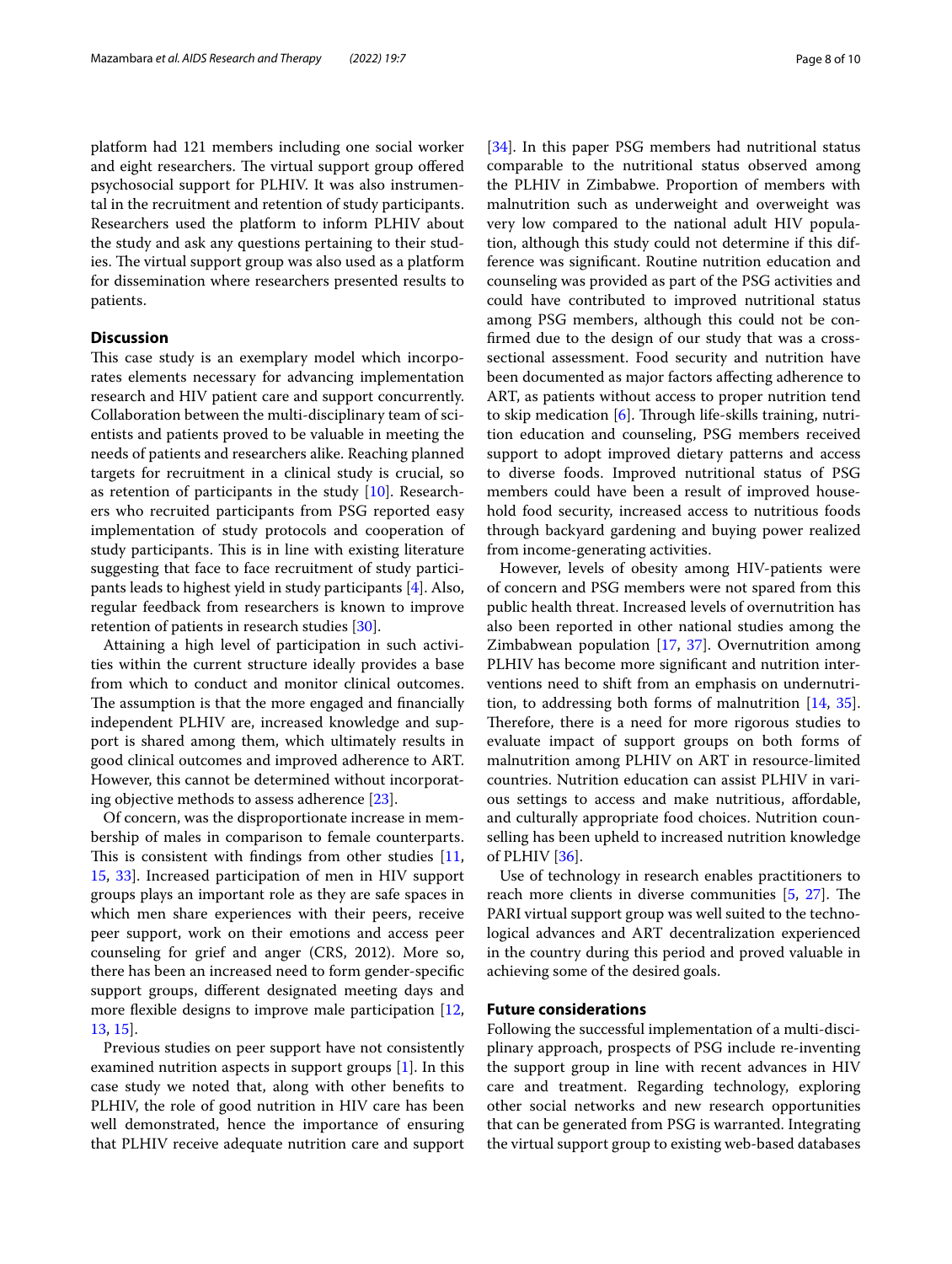platform had 121 members including one social worker and eight researchers. The virtual support group offered psychosocial support for PLHIV. It was also instrumental in the recruitment and retention of study participants. Researchers used the platform to inform PLHIV about the study and ask any questions pertaining to their studies. The virtual support group was also used as a platform for dissemination where researchers presented results to patients.

## Discussion

This case study is an exemplary model which incorporates elements necessary for advancing implementation research and HIV patient care and support concurrently. Collaboration between the multi-disciplinary team of scientists and patients proved to be valuable in meeting the needs of patients and researchers alike. Reaching planned targets for recruitment in a clinical study is crucial, so as retention of participants in the study [10]. Researchers who recruited participants from PSG reported easy implementation of study protocols and cooperation of study participants. This is in line with existing literature suggesting that face to face recruitment of study participants leads to highest yield in study participants [4]. Also, regular feedback from researchers is known to improve retention of patients in research studies [30].

Attaining a high level of participation in such activities within the current structure ideally provides a base from which to conduct and monitor clinical outcomes. The assumption is that the more engaged and financially independent PLHIV are, increased knowledge and support is shared among them, which ultimately results in good clinical outcomes and improved adherence to ART. However, this cannot be determined without incorporating objective methods to assess adherence [23].

Of concern, was the disproportionate increase in membership of males in comparison to female counterparts. This is consistent with findings from other studies [11, 15, 33]. Increased participation of men in HIV support groups plays an important role as they are safe spaces in which men share experiences with their peers, receive peer support, work on their emotions and access peer counseling for grief and anger (CRS, 2012). More so, there has been an increased need to form gender-specific support groups, different designated meeting days and more flexible designs to improve male participation [12, 13, 15].

Previous studies on peer support have not consistently examined nutrition aspects in support groups [1]. In this case study we noted that, along with other benefits to PLHIV, the role of good nutrition in HIV care has been well demonstrated, hence the importance of ensuring that PLHIV receive adequate nutrition care and support [34]. In this paper PSG members had nutritional status comparable to the nutritional status observed among the PLHIV in Zimbabwe. Proportion of members with malnutrition such as underweight and overweight was very low compared to the national adult HIV population, although this study could not determine if this difference was significant. Routine nutrition education and counseling was provided as part of the PSG activities and could have contributed to improved nutritional status among PSG members, although this could not be confirmed due to the design of our study that was a cross-sectional assessment. Food security and nutrition have been documented as major factors affecting adherence to ART, as patients without access to proper nutrition tend to skip medication [6]. Through life-skills training, nutrition education and counseling, PSG members received support to adopt improved dietary patterns and access to diverse foods. Improved nutritional status of PSG members could have been a result of improved household food security, increased access to nutritious foods through backyard gardening and buying power realized from income-generating activities.

However, levels of obesity among HIV-patients were of concern and PSG members were not spared from this public health threat. Increased levels of overnutrition has also been reported in other national studies among the Zimbabwean population [17, 37]. Overnutrition among PLHIV has become more significant and nutrition interventions need to shift from an emphasis on undernutrition, to addressing both forms of malnutrition [14, 35]. Therefore, there is a need for more rigorous studies to evaluate impact of support groups on both forms of malnutrition among PLHIV on ART in resource-limited countries. Nutrition education can assist PLHIV in various settings to access and make nutritious, affordable, and culturally appropriate food choices. Nutrition counselling has been upheld to increased nutrition knowledge of PLHIV [36].

Use of technology in research enables practitioners to reach more clients in diverse communities [5, 27]. The PARI virtual support group was well suited to the technological advances and ART decentralization experienced in the country during this period and proved valuable in achieving some of the desired goals.

## Future considerations

Following the successful implementation of a multi-disciplinary approach, prospects of PSG include re-inventing the support group in line with recent advances in HIV care and treatment. Regarding technology, exploring other social networks and new research opportunities that can be generated from PSG is warranted. Integrating the virtual support group to existing web-based databases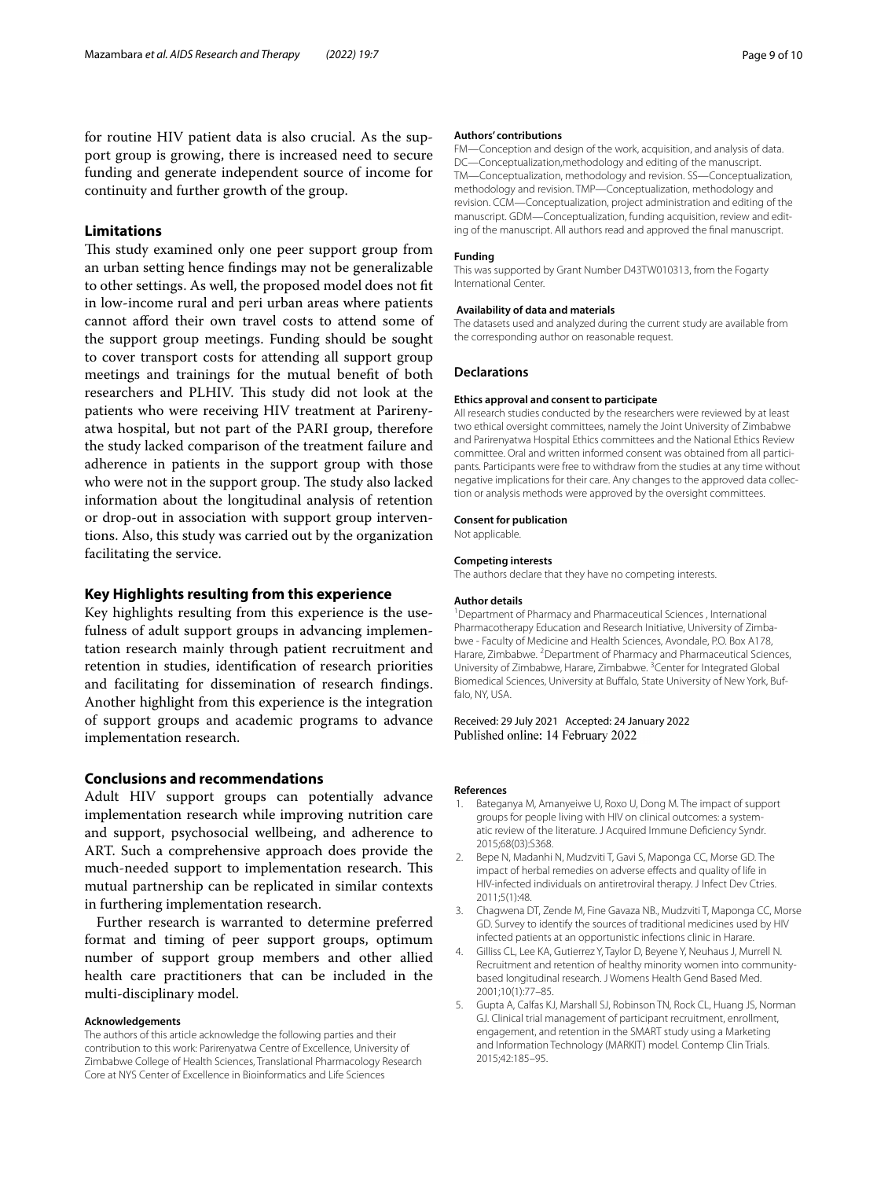for routine HIV patient data is also crucial. As the support group is growing, there is increased need to secure funding and generate independent source of income for continuity and further growth of the group.

## Limitations

This study examined only one peer support group from an urban setting hence findings may not be generalizable to other settings. As well, the proposed model does not fit in low-income rural and peri urban areas where patients cannot afford their own travel costs to attend some of the support group meetings. Funding should be sought to cover transport costs for attending all support group meetings and trainings for the mutual benefit of both researchers and PLHIV. This study did not look at the patients who were receiving HIV treatment at Parirenyatwa hospital, but not part of the PARI group, therefore the study lacked comparison of the treatment failure and adherence in patients in the support group with those who were not in the support group. The study also lacked information about the longitudinal analysis of retention or drop-out in association with support group interventions. Also, this study was carried out by the organization facilitating the service.

## Key Highlights resulting from this experience

Key highlights resulting from this experience is the usefulness of adult support groups in advancing implementation research mainly through patient recruitment and retention in studies, identification of research priorities and facilitating for dissemination of research findings. Another highlight from this experience is the integration of support groups and academic programs to advance implementation research.

## Conclusions and recommendations

Adult HIV support groups can potentially advance implementation research while improving nutrition care and support, psychosocial wellbeing, and adherence to ART. Such a comprehensive approach does provide the much-needed support to implementation research. This mutual partnership can be replicated in similar contexts in furthering implementation research.

Further research is warranted to determine preferred format and timing of peer support groups, optimum number of support group members and other allied health care practitioners that can be included in the multi-disciplinary model.

### Acknowledgements

The authors of this article acknowledge the following parties and their contribution to this work: Parirenyatwa Centre of Excellence, University of Zimbabwe College of Health Sciences, Translational Pharmacology Research Core at NYS Center of Excellence in Bioinformatics and Life Sciences

### Authors' contributions

FM—Conception and design of the work, acquisition, and analysis of data. DC—Conceptualization,methodology and editing of the manuscript. TM—Conceptualization, methodology and revision. SS—Conceptualization, methodology and revision. TMP—Conceptualization, methodology and revision. CCM—Conceptualization, project administration and editing of the manuscript. GDM—Conceptualization, funding acquisition, review and editing of the manuscript. All authors read and approved the final manuscript.

### Funding

This was supported by Grant Number D43TW010313, from the Fogarty International Center.

### Availability of data and materials

The datasets used and analyzed during the current study are available from the corresponding author on reasonable request.

## Declarations

### Ethics approval and consent to participate

All research studies conducted by the researchers were reviewed by at least two ethical oversight committees, namely the Joint University of Zimbabwe and Parirenyatwa Hospital Ethics committees and the National Ethics Review committee. Oral and written informed consent was obtained from all participants. Participants were free to withdraw from the studies at any time without negative implications for their care. Any changes to the approved data collection or analysis methods were approved by the oversight committees.

### Consent for publication

Not applicable.

### Competing interests

The authors declare that they have no competing interests.

### Author details

[1]Department of Pharmacy and Pharmaceutical Sciences , International Pharmacotherapy Education and Research Initiative, University of Zimbabwe - Faculty of Medicine and Health Sciences, Avondale, P.O. Box A178, Harare, Zimbabwe. [2]Department of Pharmacy and Pharmaceutical Sciences, University of Zimbabwe, Harare, Zimbabwe. [3]Center for Integrated Global Biomedical Sciences, University at Buffalo, State University of New York, Buffalo, NY, USA.

Received: 29 July 2021 Accepted: 24 January 2022
Published online: 14 February 2022

### References

1. Bateganya M, Amanyeiwe U, Roxo U, Dong M. The impact of support groups for people living with HIV on clinical outcomes: a systematic review of the literature. J Acquired Immune Deficiency Syndr. 2015;68(03):S368.
2. Bepe N, Madanhi N, Mudzviti T, Gavi S, Maponga CC, Morse GD. The impact of herbal remedies on adverse effects and quality of life in HIV-infected individuals on antiretroviral therapy. J Infect Dev Ctries. 2011;5(1):48.
3. Chagwena DT, Zende M, Fine Gavaza NB., Mudzviti T, Maponga CC, Morse GD. Survey to identify the sources of traditional medicines used by HIV infected patients at an opportunistic infections clinic in Harare.
4. Gilliss CL, Lee KA, Gutierrez Y, Taylor D, Beyene Y, Neuhaus J, Murrell N. Recruitment and retention of healthy minority women into community-based longitudinal research. J Womens Health Gend Based Med. 2001;10(1):77–85.
5. Gupta A, Calfas KJ, Marshall SJ, Robinson TN, Rock CL, Huang JS, Norman GJ. Clinical trial management of participant recruitment, enrollment, engagement, and retention in the SMART study using a Marketing and Information Technology (MARKIT) model. Contemp Clin Trials. 2015;42:185–95.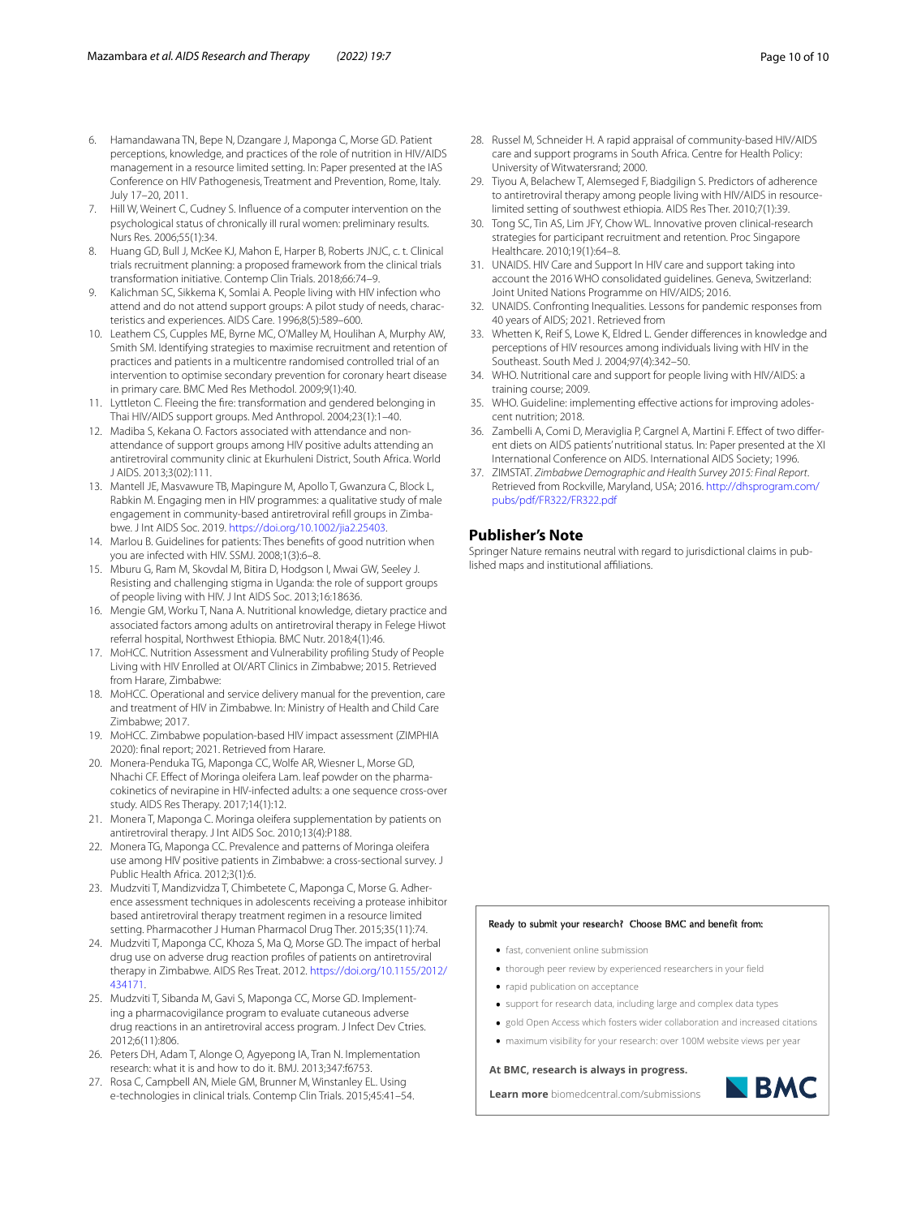6. Hamandawana TN, Bepe N, Dzangare J, Maponga C, Morse GD. Patient perceptions, knowledge, and practices of the role of nutrition in HIV/AIDS management in a resource limited setting. In: Paper presented at the IAS Conference on HIV Pathogenesis, Treatment and Prevention, Rome, Italy. July 17–20, 2011.
7. Hill W, Weinert C, Cudney S. Influence of a computer intervention on the psychological status of chronically ill rural women: preliminary results. Nurs Res. 2006;55(1):34.
8. Huang GD, Bull J, McKee KJ, Mahon E, Harper B, Roberts JNJC, c. t. Clinical trials recruitment planning: a proposed framework from the clinical trials transformation initiative. Contemp Clin Trials. 2018;66:74–9.
9. Kalichman SC, Sikkema K, Somlai A. People living with HIV infection who attend and do not attend support groups: A pilot study of needs, characteristics and experiences. AIDS Care. 1996;8(5):589–600.
10. Leathem CS, Cupples ME, Byrne MC, O'Malley M, Houlihan A, Murphy AW, Smith SM. Identifying strategies to maximise recruitment and retention of practices and patients in a multicentre randomised controlled trial of an intervention to optimise secondary prevention for coronary heart disease in primary care. BMC Med Res Methodol. 2009;9(1):40.
11. Lyttleton C. Fleeing the fire: transformation and gendered belonging in Thai HIV/AIDS support groups. Med Anthropol. 2004;23(1):1–40.
12. Madiba S, Kekana O. Factors associated with attendance and non-attendance of support groups among HIV positive adults attending an antiretroviral community clinic at Ekurhuleni District, South Africa. World J AIDS. 2013;3(02):111.
13. Mantell JE, Masvawure TB, Mapingure M, Apollo T, Gwanzura C, Block L, Rabkin M. Engaging men in HIV programmes: a qualitative study of male engagement in community-based antiretroviral refill groups in Zimbabwe. J Int AIDS Soc. 2019. https://doi.org/10.1002/jia2.25403.
14. Marlou B. Guidelines for patients: Thes benefits of good nutrition when you are infected with HIV. SSMJ. 2008;1(3):6–8.
15. Mburu G, Ram M, Skovdal M, Bitira D, Hodgson I, Mwai GW, Seeley J. Resisting and challenging stigma in Uganda: the role of support groups of people living with HIV. J Int AIDS Soc. 2013;16:18636.
16. Mengie GM, Worku T, Nana A. Nutritional knowledge, dietary practice and associated factors among adults on antiretroviral therapy in Felege Hiwot referral hospital, Northwest Ethiopia. BMC Nutr. 2018;4(1):46.
17. MoHCC. Nutrition Assessment and Vulnerability profiling Study of People Living with HIV Enrolled at OI/ART Clinics in Zimbabwe; 2015. Retrieved from Harare, Zimbabwe:
18. MoHCC. Operational and service delivery manual for the prevention, care and treatment of HIV in Zimbabwe. In: Ministry of Health and Child Care Zimbabwe; 2017.
19. MoHCC. Zimbabwe population-based HIV impact assessment (ZIMPHIA 2020): final report; 2021. Retrieved from Harare.
20. Monera-Penduka TG, Maponga CC, Wolfe AR, Wiesner L, Morse GD, Nhachi CF. Effect of Moringa oleifera Lam. leaf powder on the pharmacokinetics of nevirapine in HIV-infected adults: a one sequence cross-over study. AIDS Res Therapy. 2017;14(1):12.
21. Monera T, Maponga C. Moringa oleifera supplementation by patients on antiretroviral therapy. J Int AIDS Soc. 2010;13(4):P188.
22. Monera TG, Maponga CC. Prevalence and patterns of Moringa oleifera use among HIV positive patients in Zimbabwe: a cross-sectional survey. J Public Health Africa. 2012;3(1):6.
23. Mudzviti T, Mandizvidza T, Chimbetete C, Maponga C, Morse G. Adherence assessment techniques in adolescents receiving a protease inhibitor based antiretroviral therapy treatment regimen in a resource limited setting. Pharmacother J Human Pharmacol Drug Ther. 2015;35(11):74.
24. Mudzviti T, Maponga CC, Khoza S, Ma Q, Morse GD. The impact of herbal drug use on adverse drug reaction profiles of patients on antiretroviral therapy in Zimbabwe. AIDS Res Treat. 2012. https://doi.org/10.1155/2012/434171.
25. Mudzviti T, Sibanda M, Gavi S, Maponga CC, Morse GD. Implementing a pharmacovigilance program to evaluate cutaneous adverse drug reactions in an antiretroviral access program. J Infect Dev Ctries. 2012;6(11):806.
26. Peters DH, Adam T, Alonge O, Agyepong IA, Tran N. Implementation research: what it is and how to do it. BMJ. 2013;347:f6753.
27. Rosa C, Campbell AN, Miele GM, Brunner M, Winstanley EL. Using e-technologies in clinical trials. Contemp Clin Trials. 2015;45:41–54.
28. Russel M, Schneider H. A rapid appraisal of community-based HIV/AIDS care and support programs in South Africa. Centre for Health Policy: University of Witwatersrand; 2000.
29. Tiyou A, Belachew T, Alemseged F, Biadgilign S. Predictors of adherence to antiretroviral therapy among people living with HIV/AIDS in resource-limited setting of southwest ethiopia. AIDS Res Ther. 2010;7(1):39.
30. Tong SC, Tin AS, Lim JFY, Chow WL. Innovative proven clinical-research strategies for participant recruitment and retention. Proc Singapore Healthcare. 2010;19(1):64–8.
31. UNAIDS. HIV Care and Support In HIV care and support taking into account the 2016 WHO consolidated guidelines. Geneva, Switzerland: Joint United Nations Programme on HIV/AIDS; 2016.
32. UNAIDS. Confronting Inequalities. Lessons for pandemic responses from 40 years of AIDS; 2021. Retrieved from
33. Whetten K, Reif S, Lowe K, Eldred L. Gender differences in knowledge and perceptions of HIV resources among individuals living with HIV in the Southeast. South Med J. 2004;97(4):342–50.
34. WHO. Nutritional care and support for people living with HIV/AIDS: a training course; 2009.
35. WHO. Guideline: implementing effective actions for improving adolescent nutrition; 2018.
36. Zambelli A, Comi D, Meraviglia P, Cargnel A, Martini F. Effect of two different diets on AIDS patients' nutritional status. In: Paper presented at the XI International Conference on AIDS. International AIDS Society; 1996.
37. ZIMSTAT. *Zimbabwe Demographic and Health Survey 2015: Final Report*. Retrieved from Rockville, Maryland, USA; 2016. http://dhsprogram.com/pubs/pdf/FR322/FR322.pdf

## Publisher's Note

Springer Nature remains neutral with regard to jurisdictional claims in published maps and institutional affiliations.

Ready to submit your research? Choose BMC and benefit from:

- fast, convenient online submission
- thorough peer review by experienced researchers in your field
- rapid publication on acceptance
- support for research data, including large and complex data types
- gold Open Access which fosters wider collaboration and increased citations
- maximum visibility for your research: over 100M website views per year

**At BMC, research is always in progress.**

**Learn more** biomedcentral.com/submissions

BMC